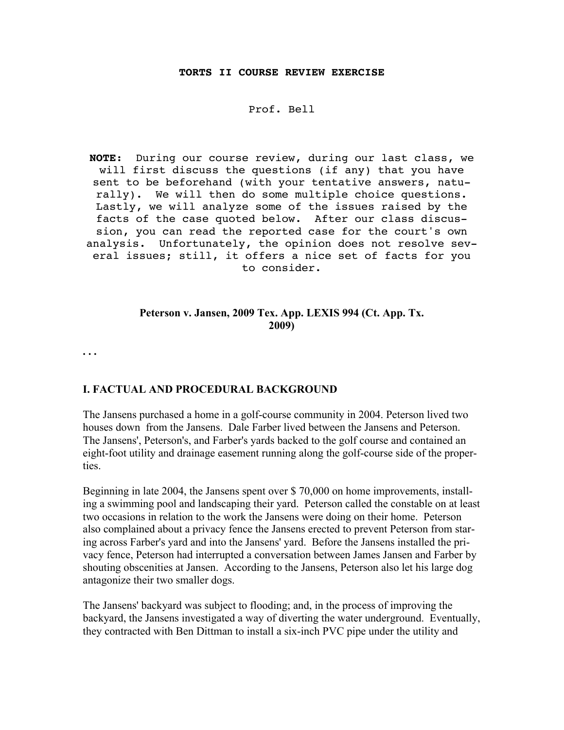**TORTS II COURSE REVIEW EXERCISE**

Prof. Bell

**NOTE:** During our course review, during our last class, we will first discuss the questions (if any) that you have sent to be beforehand (with your tentative answers, naturally). We will then do some multiple choice questions. Lastly, we will analyze some of the issues raised by the facts of the case quoted below. After our class discussion, you can read the reported case for the court's own analysis. Unfortunately, the opinion does not resolve several issues; still, it offers a nice set of facts for you to consider.

**Peterson v. Jansen, 2009 Tex. App. LEXIS 994 (Ct. App. Tx. 2009)**

...

## I. FACTUAL AND PROCEDURAL BACKGROUND

The Jansens purchased a home in a golf-course community in 2004. Peterson lived two houses down from the Jansens. Dale Farber lived between the Jansens and Peterson. The Jansens', Peterson's, and Farber's yards backed to the golf course and contained an eight-foot utility and drainage easement running along the golf-course side of the properties.

Beginning in late 2004, the Jansens spent over $ 70,000 on home improvements, installing a swimming pool and landscaping their yard. Peterson called the constable on at least two occasions in relation to the work the Jansens were doing on their home. Peterson also complained about a privacy fence the Jansens erected to prevent Peterson from staring across Farber's yard and into the Jansens' yard. Before the Jansens installed the privacy fence, Peterson had interrupted a conversation between James Jansen and Farber by shouting obscenities at Jansen. According to the Jansens, Peterson also let his large dog antagonize their two smaller dogs.

The Jansens' backyard was subject to flooding; and, in the process of improving the backyard, the Jansens investigated a way of diverting the water underground. Eventually, they contracted with Ben Dittman to install a six-inch PVC pipe under the utility and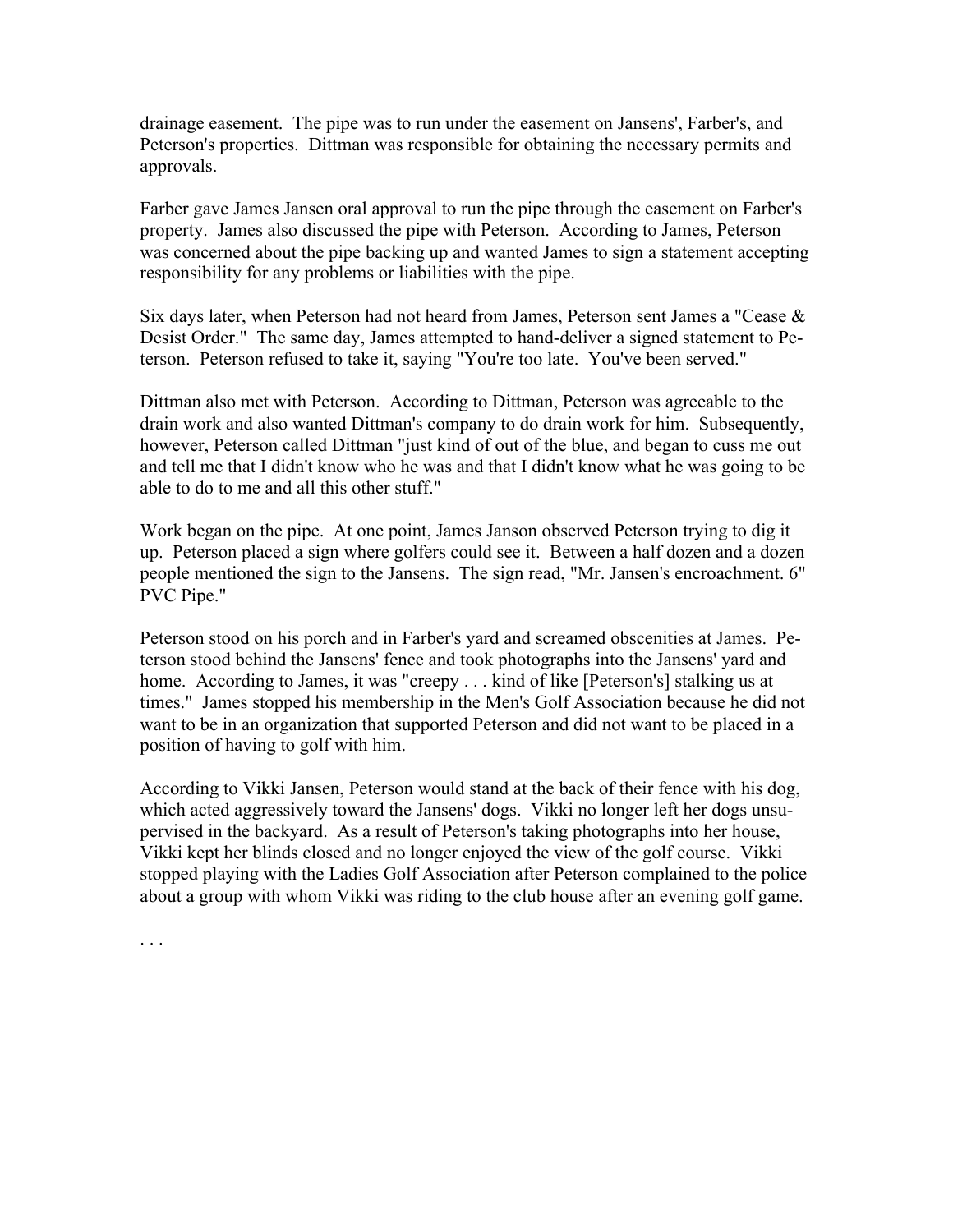drainage easement. The pipe was to run under the easement on Jansens', Farber's, and Peterson's properties. Dittman was responsible for obtaining the necessary permits and approvals.

Farber gave James Jansen oral approval to run the pipe through the easement on Farber's property. James also discussed the pipe with Peterson. According to James, Peterson was concerned about the pipe backing up and wanted James to sign a statement accepting responsibility for any problems or liabilities with the pipe.

Six days later, when Peterson had not heard from James, Peterson sent James a "Cease & Desist Order." The same day, James attempted to hand-deliver a signed statement to Peterson. Peterson refused to take it, saying "You're too late. You've been served."

Dittman also met with Peterson. According to Dittman, Peterson was agreeable to the drain work and also wanted Dittman's company to do drain work for him. Subsequently, however, Peterson called Dittman "just kind of out of the blue, and began to cuss me out and tell me that I didn't know who he was and that I didn't know what he was going to be able to do to me and all this other stuff."

Work began on the pipe. At one point, James Janson observed Peterson trying to dig it up. Peterson placed a sign where golfers could see it. Between a half dozen and a dozen people mentioned the sign to the Jansens. The sign read, "Mr. Jansen's encroachment. 6" PVC Pipe."

Peterson stood on his porch and in Farber's yard and screamed obscenities at James. Peterson stood behind the Jansens' fence and took photographs into the Jansens' yard and home. According to James, it was "creepy . . . kind of like [Peterson's] stalking us at times." James stopped his membership in the Men's Golf Association because he did not want to be in an organization that supported Peterson and did not want to be placed in a position of having to golf with him.

According to Vikki Jansen, Peterson would stand at the back of their fence with his dog, which acted aggressively toward the Jansens' dogs. Vikki no longer left her dogs unsupervised in the backyard. As a result of Peterson's taking photographs into her house, Vikki kept her blinds closed and no longer enjoyed the view of the golf course. Vikki stopped playing with the Ladies Golf Association after Peterson complained to the police about a group with whom Vikki was riding to the club house after an evening golf game.

. . .